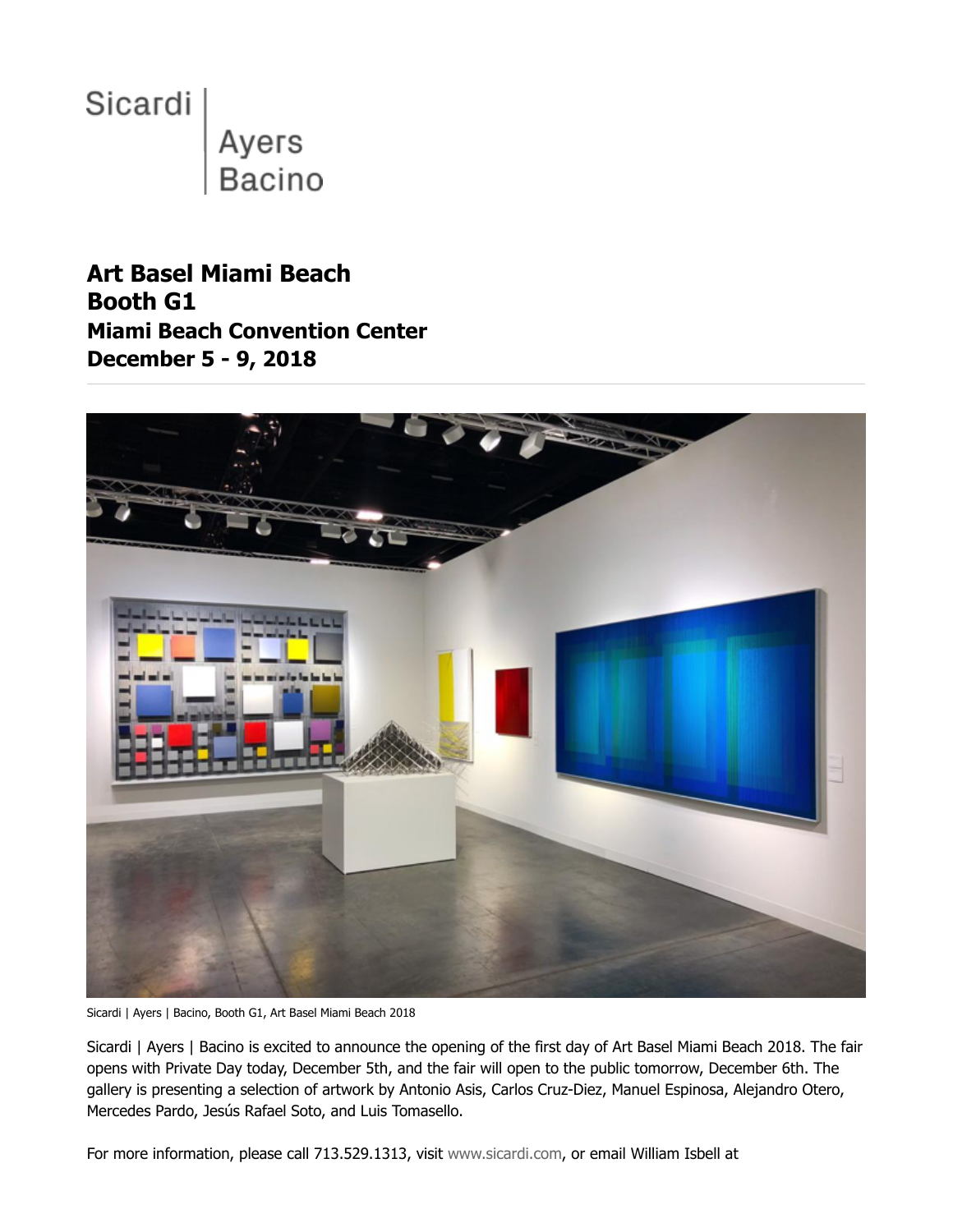Sicardi | Ayers Bacino

**Art Basel Miami Beach**
**Booth G1**
**Miami Beach Convention Center**
**December 5 - 9, 2018**

---

Sicardi | Ayers | Bacino, Booth G1, Art Basel Miami Beach 2018

Sicardi | Ayers | Bacino is excited to announce the opening of the first day of Art Basel Miami Beach 2018. The fair opens with Private Day today, December 5th, and the fair will open to the public tomorrow, December 6th. The gallery is presenting a selection of artwork by Antonio Asis, Carlos Cruz-Diez, Manuel Espinosa, Alejandro Otero, Mercedes Pardo, Jesús Rafael Soto, and Luis Tomasello.

For more information, please call 713.529.1313, visit www.sicardi.com, or email William Isbell at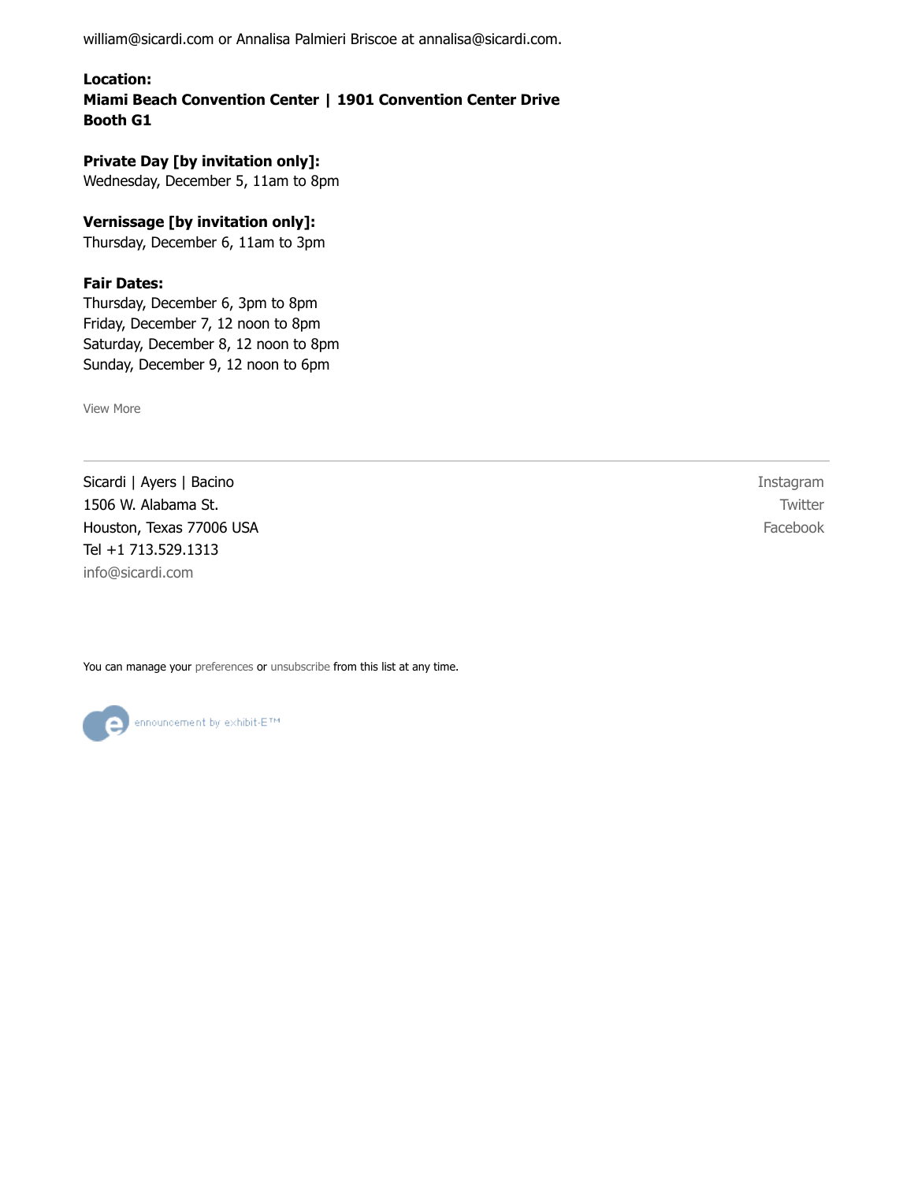william@sicardi.com or Annalisa Palmieri Briscoe at annalisa@sicardi.com.

**Location:**
**Miami Beach Convention Center | 1901 Convention Center Drive**
**Booth G1**

**Private Day [by invitation only]:**
Wednesday, December 5, 11am to 8pm

**Vernissage [by invitation only]:**
Thursday, December 6, 11am to 3pm

**Fair Dates:**
Thursday, December 6, 3pm to 8pm
Friday, December 7, 12 noon to 8pm
Saturday, December 8, 12 noon to 8pm
Sunday, December 9, 12 noon to 6pm

View More

---

Sicardi | Ayers | Bacino
1506 W. Alabama St.
Houston, Texas 77006 USA
Tel +1 713.529.1313
info@sicardi.com

Instagram
Twitter
Facebook

You can manage your preferences or unsubscribe from this list at any time.

ennouncement by exhibit-E™